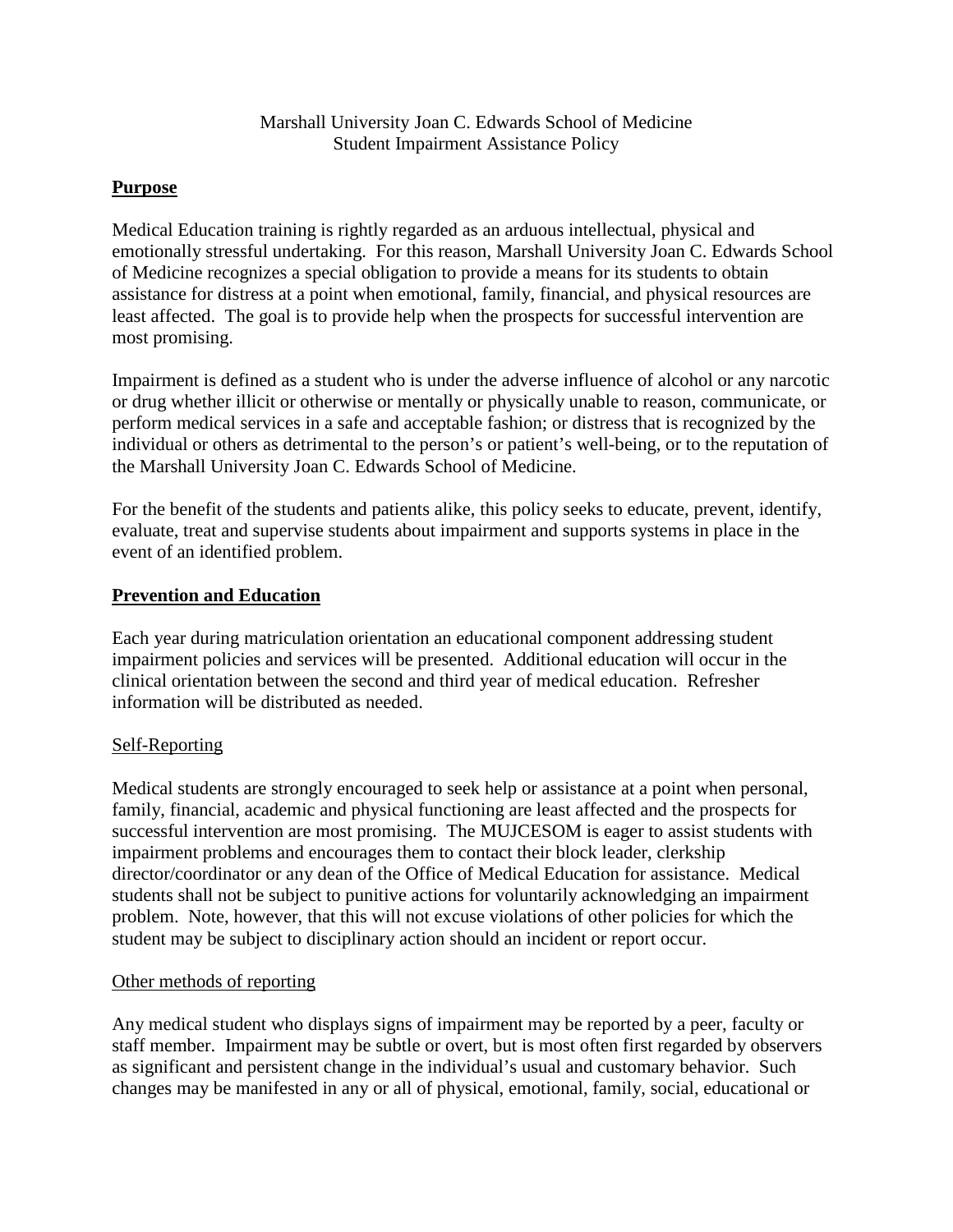# Marshall University Joan C. Edwards School of Medicine
# Student Impairment Assistance Policy

## Purpose

Medical Education training is rightly regarded as an arduous intellectual, physical and emotionally stressful undertaking. For this reason, Marshall University Joan C. Edwards School of Medicine recognizes a special obligation to provide a means for its students to obtain assistance for distress at a point when emotional, family, financial, and physical resources are least affected. The goal is to provide help when the prospects for successful intervention are most promising.

Impairment is defined as a student who is under the adverse influence of alcohol or any narcotic or drug whether illicit or otherwise or mentally or physically unable to reason, communicate, or perform medical services in a safe and acceptable fashion; or distress that is recognized by the individual or others as detrimental to the person's or patient's well-being, or to the reputation of the Marshall University Joan C. Edwards School of Medicine.

For the benefit of the students and patients alike, this policy seeks to educate, prevent, identify, evaluate, treat and supervise students about impairment and supports systems in place in the event of an identified problem.

## Prevention and Education

Each year during matriculation orientation an educational component addressing student impairment policies and services will be presented. Additional education will occur in the clinical orientation between the second and third year of medical education. Refresher information will be distributed as needed.

### Self-Reporting

Medical students are strongly encouraged to seek help or assistance at a point when personal, family, financial, academic and physical functioning are least affected and the prospects for successful intervention are most promising. The MUJCESOM is eager to assist students with impairment problems and encourages them to contact their block leader, clerkship director/coordinator or any dean of the Office of Medical Education for assistance. Medical students shall not be subject to punitive actions for voluntarily acknowledging an impairment problem. Note, however, that this will not excuse violations of other policies for which the student may be subject to disciplinary action should an incident or report occur.

### Other methods of reporting

Any medical student who displays signs of impairment may be reported by a peer, faculty or staff member. Impairment may be subtle or overt, but is most often first regarded by observers as significant and persistent change in the individual's usual and customary behavior. Such changes may be manifested in any or all of physical, emotional, family, social, educational or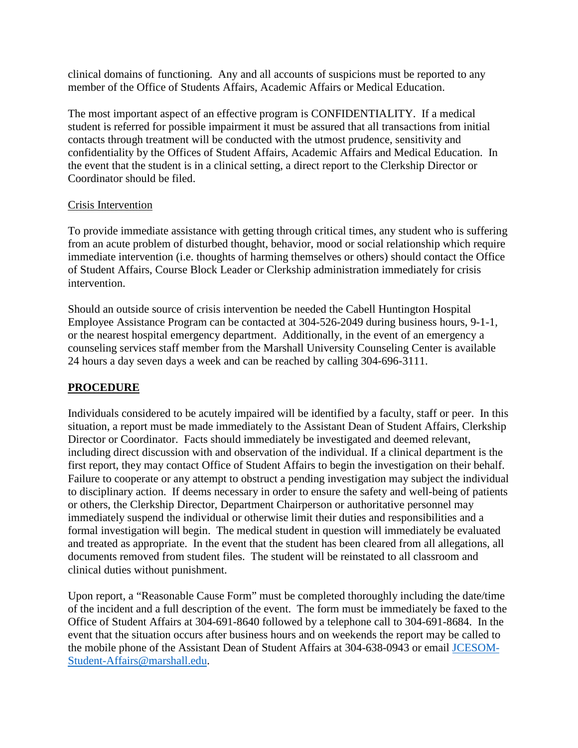clinical domains of functioning. Any and all accounts of suspicions must be reported to any member of the Office of Students Affairs, Academic Affairs or Medical Education.

The most important aspect of an effective program is CONFIDENTIALITY. If a medical student is referred for possible impairment it must be assured that all transactions from initial contacts through treatment will be conducted with the utmost prudence, sensitivity and confidentiality by the Offices of Student Affairs, Academic Affairs and Medical Education. In the event that the student is in a clinical setting, a direct report to the Clerkship Director or Coordinator should be filed.

Crisis Intervention

To provide immediate assistance with getting through critical times, any student who is suffering from an acute problem of disturbed thought, behavior, mood or social relationship which require immediate intervention (i.e. thoughts of harming themselves or others) should contact the Office of Student Affairs, Course Block Leader or Clerkship administration immediately for crisis intervention.

Should an outside source of crisis intervention be needed the Cabell Huntington Hospital Employee Assistance Program can be contacted at 304-526-2049 during business hours, 9-1-1, or the nearest hospital emergency department. Additionally, in the event of an emergency a counseling services staff member from the Marshall University Counseling Center is available 24 hours a day seven days a week and can be reached by calling 304-696-3111.

## PROCEDURE

Individuals considered to be acutely impaired will be identified by a faculty, staff or peer. In this situation, a report must be made immediately to the Assistant Dean of Student Affairs, Clerkship Director or Coordinator. Facts should immediately be investigated and deemed relevant, including direct discussion with and observation of the individual. If a clinical department is the first report, they may contact Office of Student Affairs to begin the investigation on their behalf. Failure to cooperate or any attempt to obstruct a pending investigation may subject the individual to disciplinary action. If deems necessary in order to ensure the safety and well-being of patients or others, the Clerkship Director, Department Chairperson or authoritative personnel may immediately suspend the individual or otherwise limit their duties and responsibilities and a formal investigation will begin. The medical student in question will immediately be evaluated and treated as appropriate. In the event that the student has been cleared from all allegations, all documents removed from student files. The student will be reinstated to all classroom and clinical duties without punishment.

Upon report, a "Reasonable Cause Form" must be completed thoroughly including the date/time of the incident and a full description of the event. The form must be immediately be faxed to the Office of Student Affairs at 304-691-8640 followed by a telephone call to 304-691-8684. In the event that the situation occurs after business hours and on weekends the report may be called to the mobile phone of the Assistant Dean of Student Affairs at 304-638-0943 or email JCESOM-Student-Affairs@marshall.edu.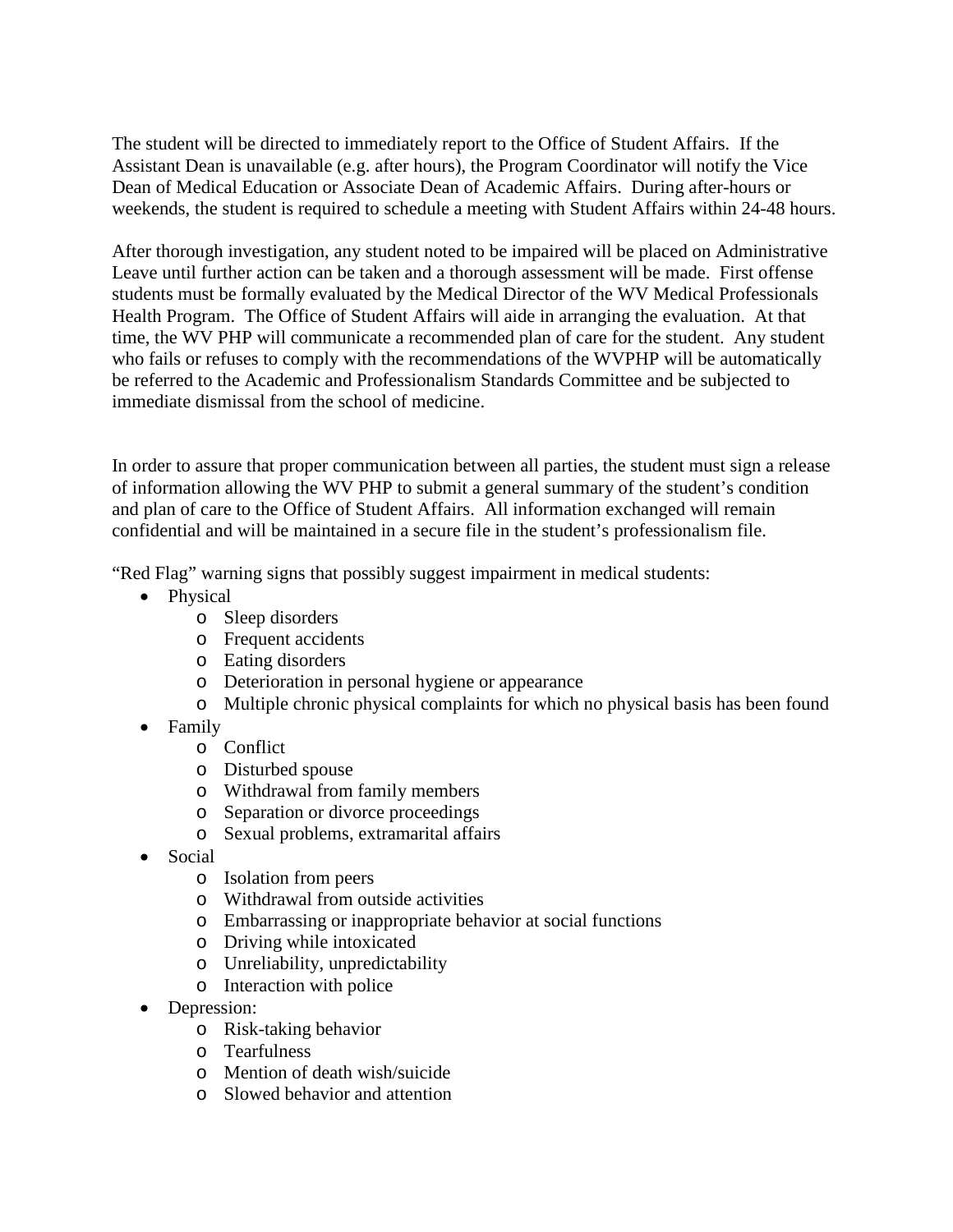The student will be directed to immediately report to the Office of Student Affairs. If the Assistant Dean is unavailable (e.g. after hours), the Program Coordinator will notify the Vice Dean of Medical Education or Associate Dean of Academic Affairs. During after-hours or weekends, the student is required to schedule a meeting with Student Affairs within 24-48 hours.

After thorough investigation, any student noted to be impaired will be placed on Administrative Leave until further action can be taken and a thorough assessment will be made. First offense students must be formally evaluated by the Medical Director of the WV Medical Professionals Health Program. The Office of Student Affairs will aide in arranging the evaluation. At that time, the WV PHP will communicate a recommended plan of care for the student. Any student who fails or refuses to comply with the recommendations of the WVPHP will be automatically be referred to the Academic and Professionalism Standards Committee and be subjected to immediate dismissal from the school of medicine.

In order to assure that proper communication between all parties, the student must sign a release of information allowing the WV PHP to submit a general summary of the student's condition and plan of care to the Office of Student Affairs. All information exchanged will remain confidential and will be maintained in a secure file in the student's professionalism file.

"Red Flag" warning signs that possibly suggest impairment in medical students:

- Physical
  - Sleep disorders
  - Frequent accidents
  - Eating disorders
  - Deterioration in personal hygiene or appearance
  - Multiple chronic physical complaints for which no physical basis has been found
- Family
  - Conflict
  - Disturbed spouse
  - Withdrawal from family members
  - Separation or divorce proceedings
  - Sexual problems, extramarital affairs
- Social
  - Isolation from peers
  - Withdrawal from outside activities
  - Embarrassing or inappropriate behavior at social functions
  - Driving while intoxicated
  - Unreliability, unpredictability
  - Interaction with police
- Depression:
  - Risk-taking behavior
  - Tearfulness
  - Mention of death wish/suicide
  - Slowed behavior and attention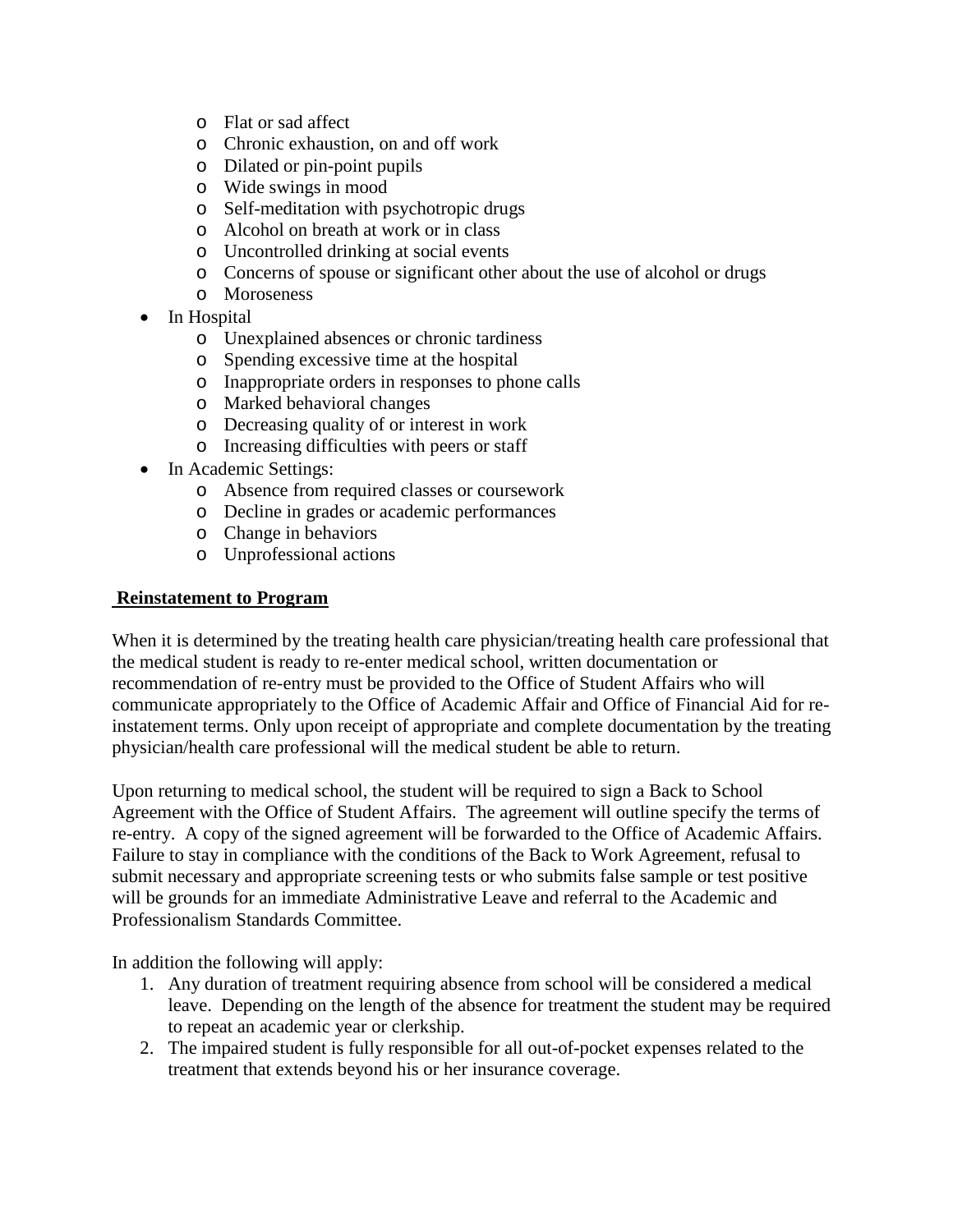- Flat or sad affect
  - Chronic exhaustion, on and off work
  - Dilated or pin-point pupils
  - Wide swings in mood
  - Self-meditation with psychotropic drugs
  - Alcohol on breath at work or in class
  - Uncontrolled drinking at social events
  - Concerns of spouse or significant other about the use of alcohol or drugs
  - Moroseness
- In Hospital
  - Unexplained absences or chronic tardiness
  - Spending excessive time at the hospital
  - Inappropriate orders in responses to phone calls
  - Marked behavioral changes
  - Decreasing quality of or interest in work
  - Increasing difficulties with peers or staff
- In Academic Settings:
  - Absence from required classes or coursework
  - Decline in grades or academic performances
  - Change in behaviors
  - Unprofessional actions

## **Reinstatement to Program**

When it is determined by the treating health care physician/treating health care professional that the medical student is ready to re-enter medical school, written documentation or recommendation of re-entry must be provided to the Office of Student Affairs who will communicate appropriately to the Office of Academic Affair and Office of Financial Aid for re-instatement terms. Only upon receipt of appropriate and complete documentation by the treating physician/health care professional will the medical student be able to return.

Upon returning to medical school, the student will be required to sign a Back to School Agreement with the Office of Student Affairs. The agreement will outline specify the terms of re-entry. A copy of the signed agreement will be forwarded to the Office of Academic Affairs. Failure to stay in compliance with the conditions of the Back to Work Agreement, refusal to submit necessary and appropriate screening tests or who submits false sample or test positive will be grounds for an immediate Administrative Leave and referral to the Academic and Professionalism Standards Committee.

In addition the following will apply:

1. Any duration of treatment requiring absence from school will be considered a medical leave. Depending on the length of the absence for treatment the student may be required to repeat an academic year or clerkship.
2. The impaired student is fully responsible for all out-of-pocket expenses related to the treatment that extends beyond his or her insurance coverage.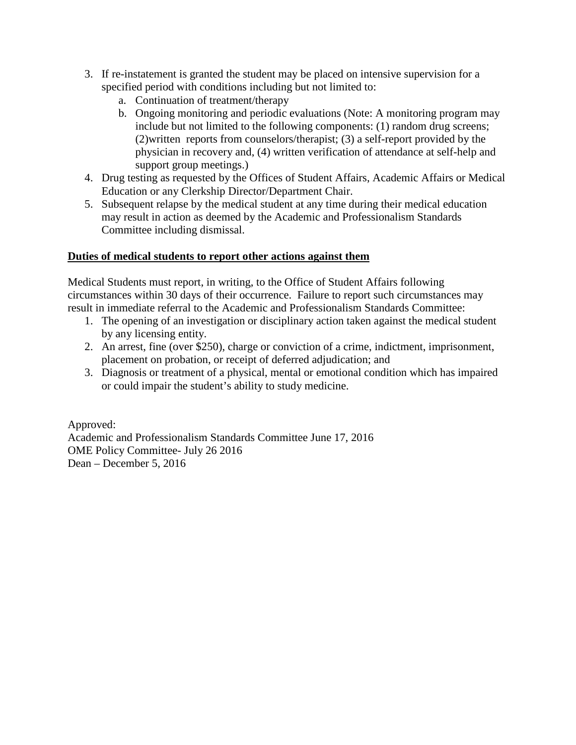3. If re-instatement is granted the student may be placed on intensive supervision for a specified period with conditions including but not limited to:
   a. Continuation of treatment/therapy
   b. Ongoing monitoring and periodic evaluations (Note: A monitoring program may include but not limited to the following components: (1) random drug screens; (2)written reports from counselors/therapist; (3) a self-report provided by the physician in recovery and, (4) written verification of attendance at self-help and support group meetings.)
4. Drug testing as requested by the Offices of Student Affairs, Academic Affairs or Medical Education or any Clerkship Director/Department Chair.
5. Subsequent relapse by the medical student at any time during their medical education may result in action as deemed by the Academic and Professionalism Standards Committee including dismissal.

**<u>Duties of medical students to report other actions against them</u>**

Medical Students must report, in writing, to the Office of Student Affairs following circumstances within 30 days of their occurrence. Failure to report such circumstances may result in immediate referral to the Academic and Professionalism Standards Committee:

1. The opening of an investigation or disciplinary action taken against the medical student by any licensing entity.
2. An arrest, fine (over $250), charge or conviction of a crime, indictment, imprisonment, placement on probation, or receipt of deferred adjudication; and
3. Diagnosis or treatment of a physical, mental or emotional condition which has impaired or could impair the student's ability to study medicine.

Approved:
Academic and Professionalism Standards Committee June 17, 2016
OME Policy Committee- July 26 2016
Dean – December 5, 2016